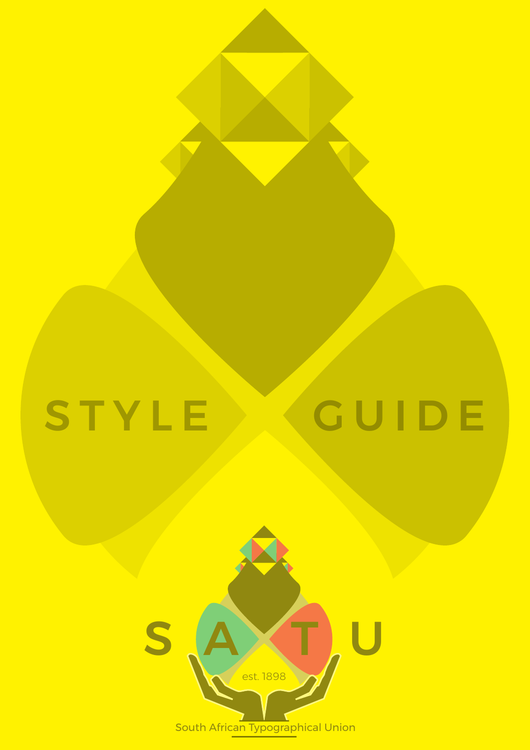# STYLE GUIDE

S A T U

est. 1898

South African Typographical Union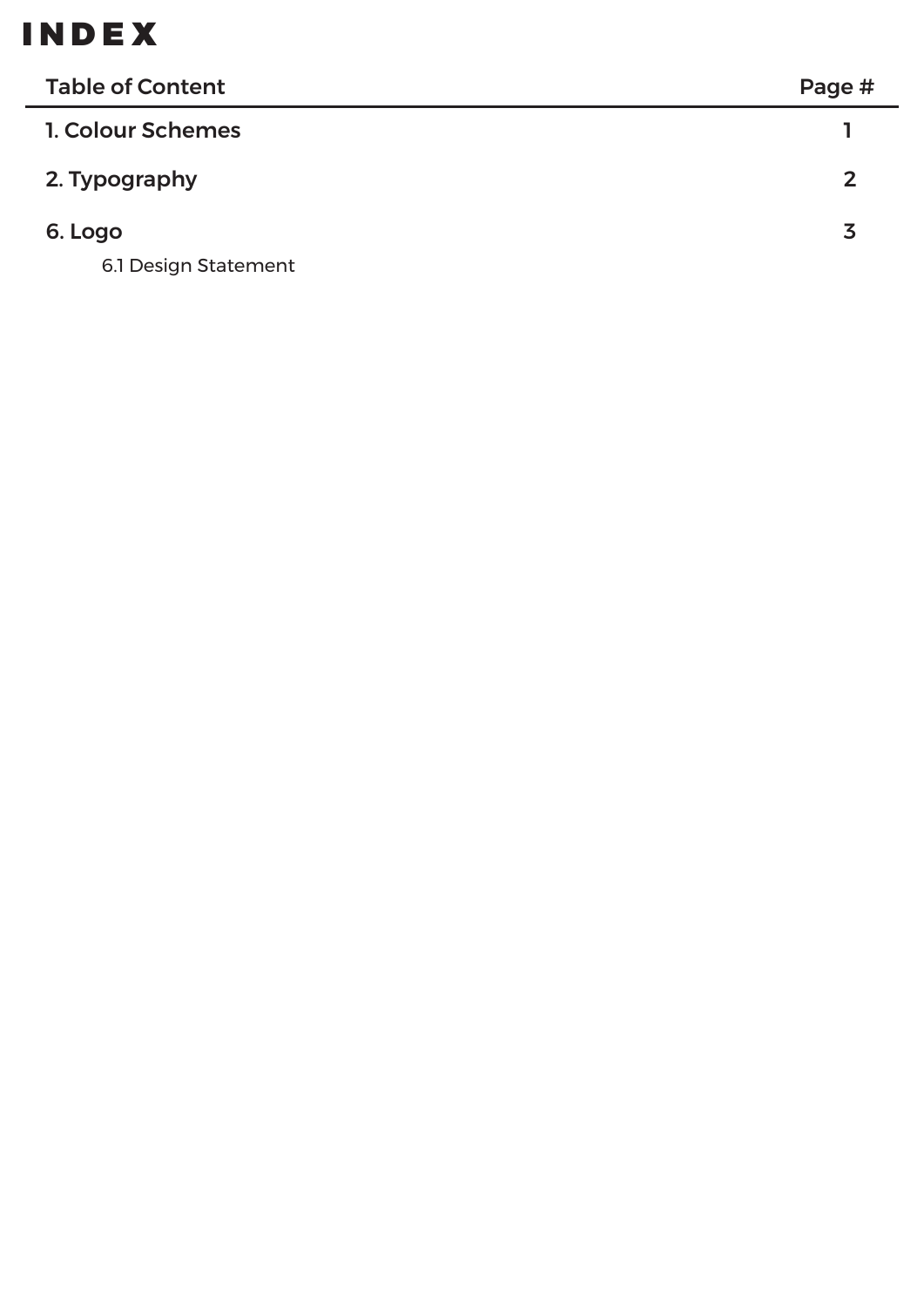# INDEX

| Table of Content | Page # |
|---|---|
| **1. Colour Schemes** | **1** |
| **2. Typography** | **2** |
| **6. Logo** | **3** |
| 6.1 Design Statement | |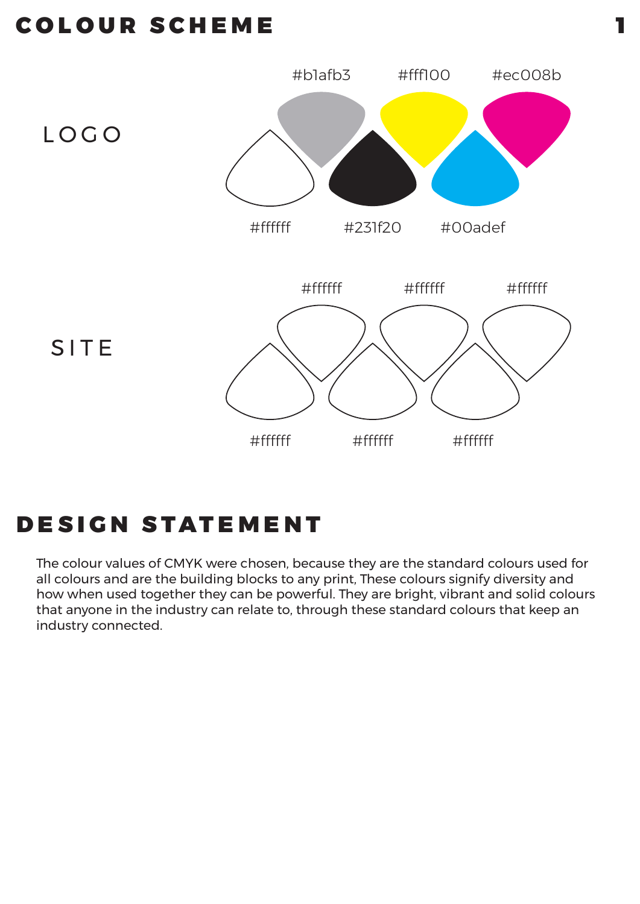# COLOUR SCHEME

## LOGO

#b1afb3

#fff100

#ec008b

#ffffff

#231f20

#00adef

## SITE

#ffffff

#ffffff

#ffffff

#ffffff

#ffffff

#ffffff

# DESIGN STATEMENT

The colour values of CMYK were chosen, because they are the standard colours used for all colours and are the building blocks to any print, These colours signify diversity and how when used together they can be powerful. They are bright, vibrant and solid colours that anyone in the industry can relate to, through these standard colours that keep an industry connected.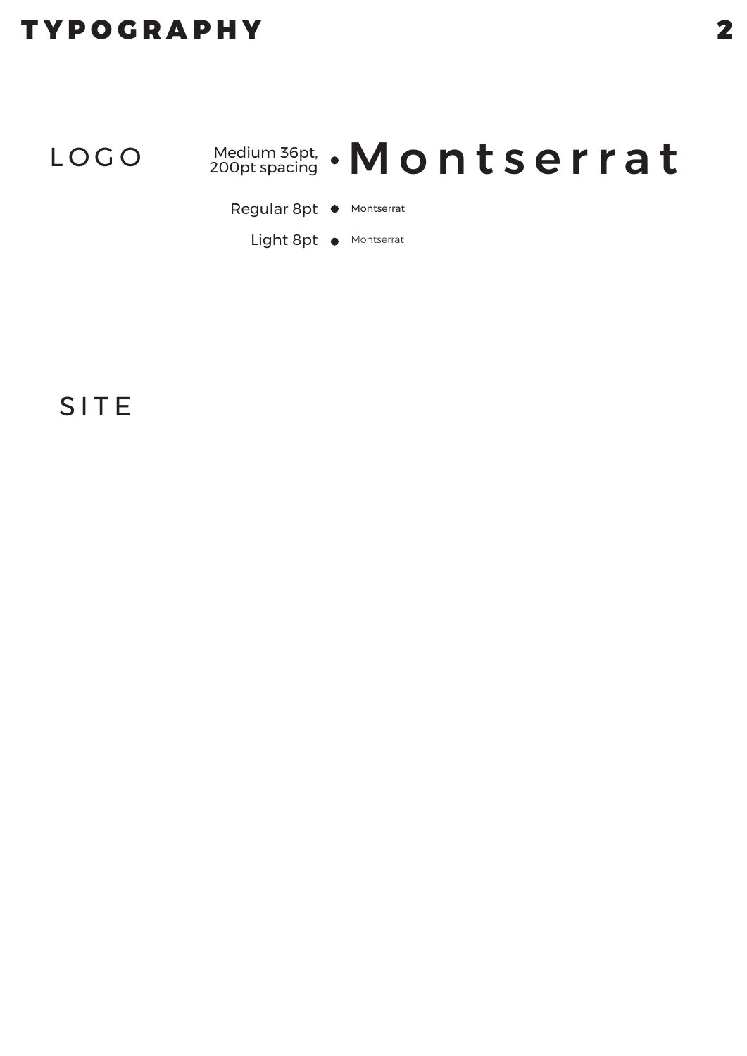# TYPOGRAPHY

## LOGO

- Medium 36pt, 200pt spacing • Montserrat
- Regular 8pt • Montserrat
- Light 8pt • Montserrat

## SITE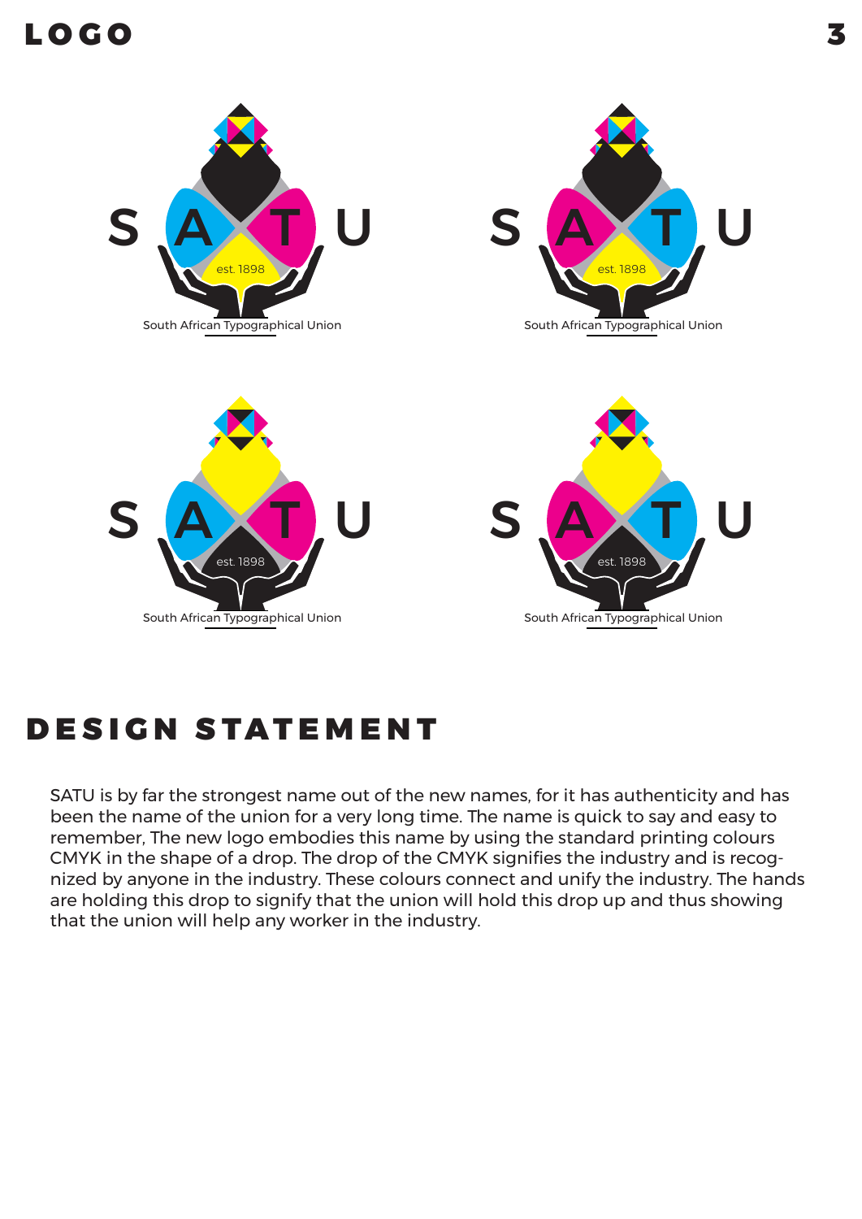# LOGO

S A T U

est. 1898

South African Typographical Union

S A T U

est. 1898

South African Typographical Union

S A T U

est. 1898

South African Typographical Union

S A T U

est. 1898

South African Typographical Union

# DESIGN STATEMENT

SATU is by far the strongest name out of the new names, for it has authenticity and has been the name of the union for a very long time. The name is quick to say and easy to remember, The new logo embodies this name by using the standard printing colours CMYK in the shape of a drop. The drop of the CMYK signifies the industry and is recognized by anyone in the industry. These colours connect and unify the industry. The hands are holding this drop to signify that the union will hold this drop up and thus showing that the union will help any worker in the industry.